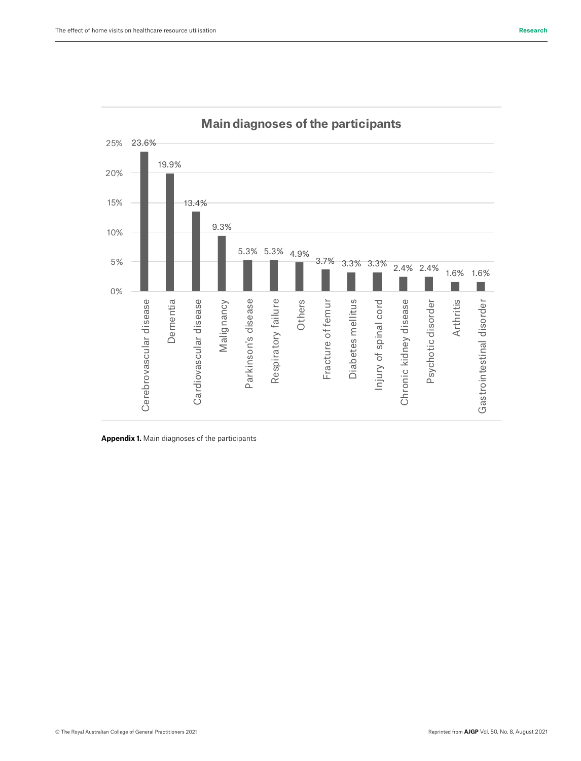**Main diagnoses of the participants**

| Diagnosis | Percentage |
| --- | --- |
| Cerebrovascular disease | 23.6% |
| Dementia | 19.9% |
| Cardiovascular disease | 13.4% |
| Malignancy | 9.3% |
| Parkinson's disease | 5.3% |
| Respiratory failure | 5.3% |
| Others | 4.9% |
| Fracture of femur | 3.7% |
| Diabetes mellitus | 3.3% |
| Injury of spinal cord | 3.3% |
| Chronic kidney disease | 2.4% |
| Psychotic disorder | 2.4% |
| Arthritis | 1.6% |
| Gastrointestinal disorder | 1.6% |

**Appendix 1.** Main diagnoses of the participants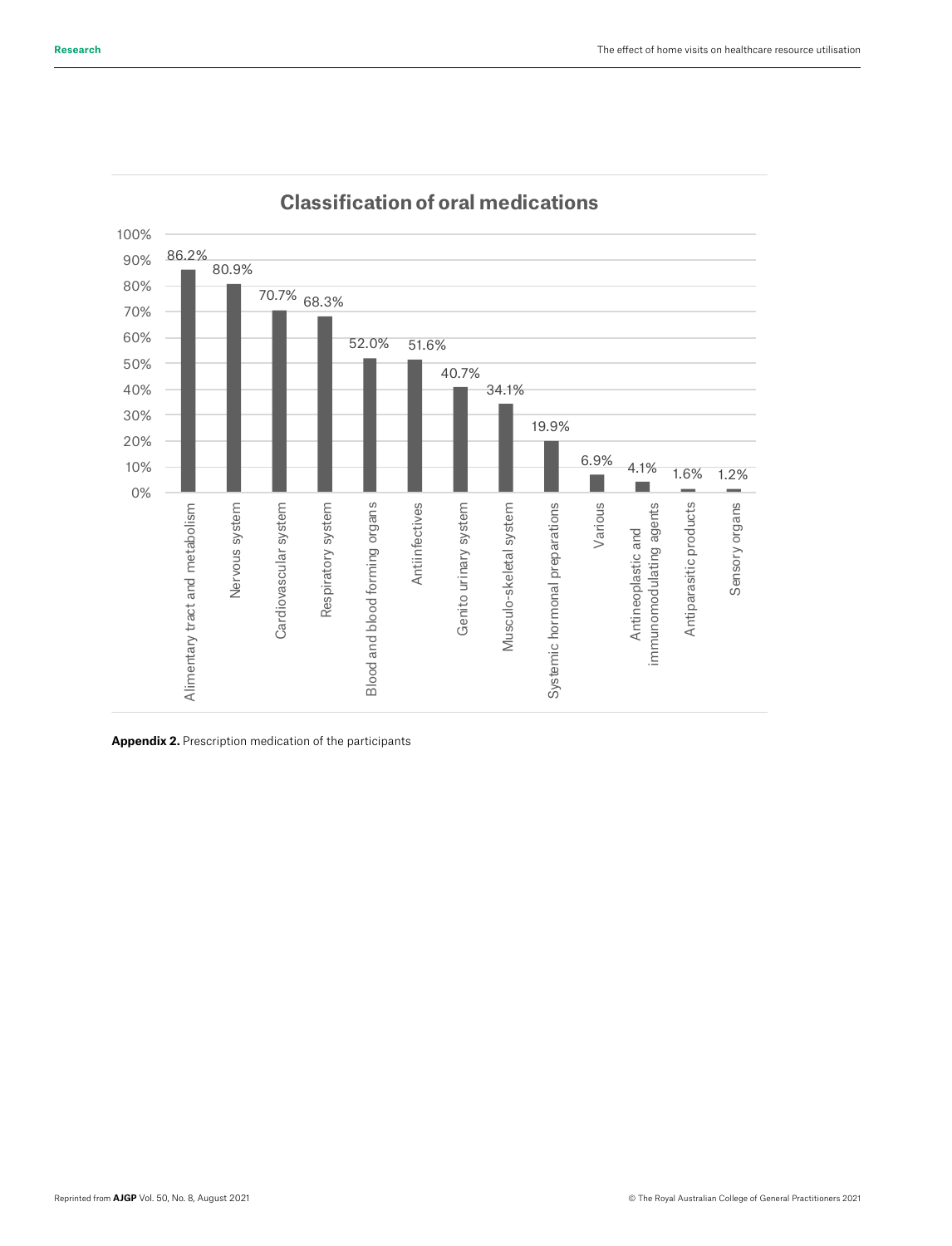Classification of oral medications

100%
90%
80%
70%
60%
50%
40%
30%
20%
10%
0%

86.2%
80.9%
70.7%
68.3%
52.0%
51.6%
40.7%
34.1%
19.9%
6.9%
4.1%
1.6%
1.2%

Alimentary tract and metabolism
Nervous system
Cardiovascular system
Respiratory system
Blood and blood forming organs
Antiinfectives
Genito urinary system
Musculo-skeletal system
Systemic hormonal preparations
Various
Antineoplastic and immunomodulating agents
Antiparasitic products
Sensory organs

**Appendix 2.** Prescription medication of the participants